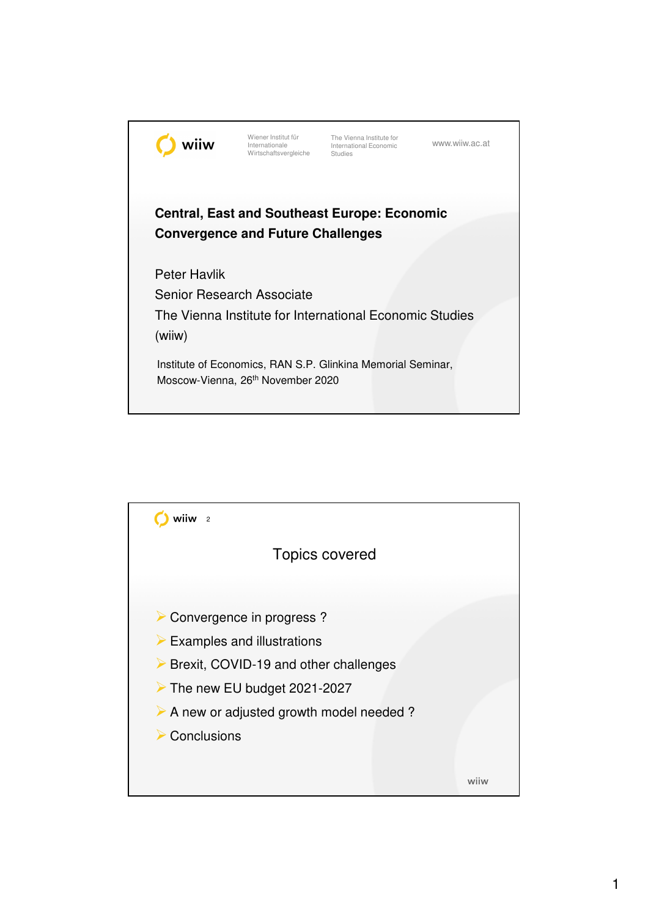wiiw — Wiener Institut für Internationale Wirtschaftsvergleiche — The Vienna Institute for International Economic Studies — www.wiiw.ac.at

# Central, East and Southeast Europe: Economic Convergence and Future Challenges

Peter Havlik

Senior Research Associate

The Vienna Institute for International Economic Studies (wiiw)

Institute of Economics, RAN S.P. Glinkina Memorial Seminar, Moscow-Vienna, 26th November 2020

## Topics covered

- Convergence in progress ?
- Examples and illustrations
- Brexit, COVID-19 and other challenges
- The new EU budget 2021-2027
- A new or adjusted growth model needed ?
- Conclusions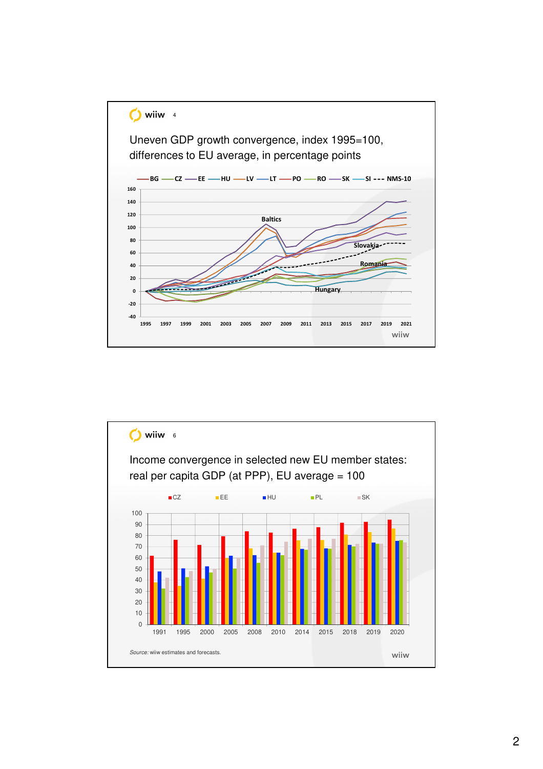## Uneven GDP growth convergence, index 1995=100, differences to EU average, in percentage points

## Income convergence in selected new EU member states: real per capita GDP (at PPP), EU average = 100

*Source:* wiiw estimates and forecasts.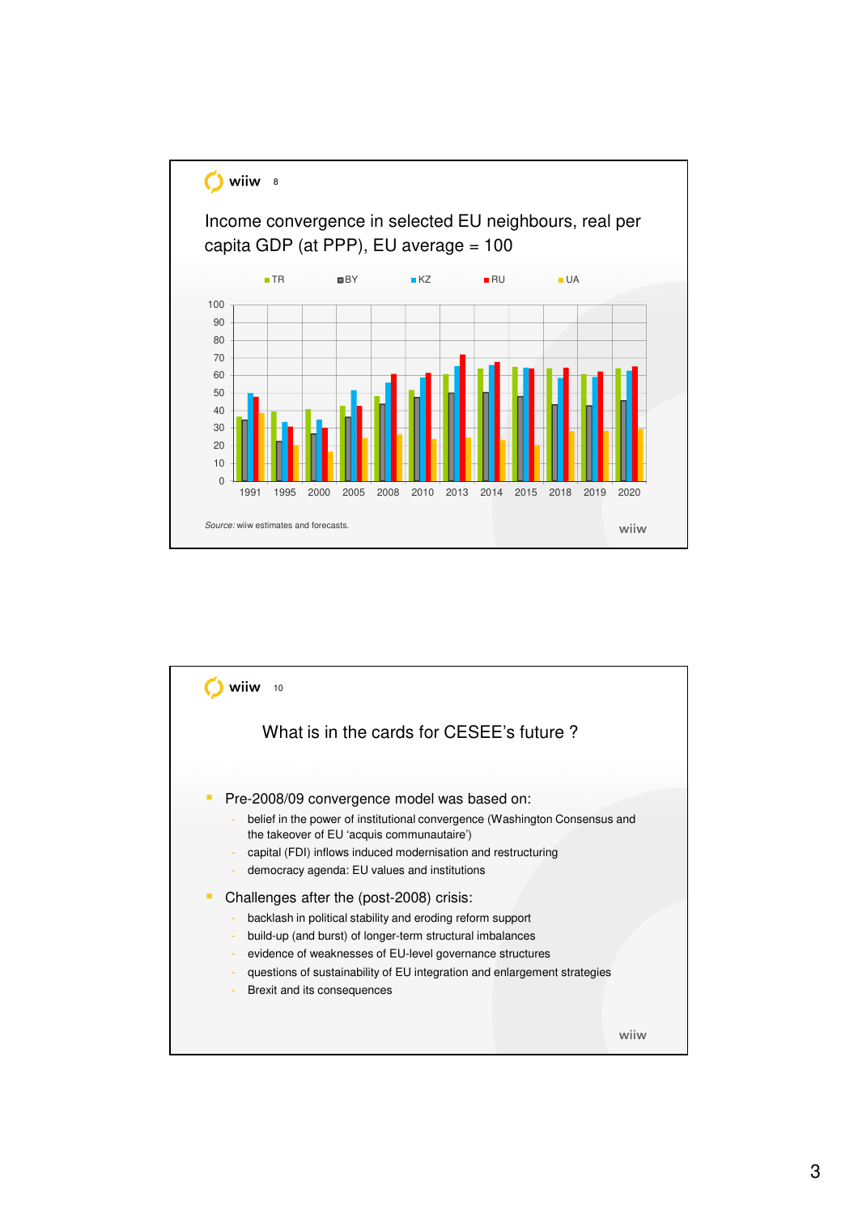## Income convergence in selected EU neighbours, real per capita GDP (at PPP), EU average = 100

TR BY KZ RU UA

*Source:* wiiw estimates and forecasts.

## What is in the cards for CESEE's future ?

- Pre-2008/09 convergence model was based on:
  - belief in the power of institutional convergence (Washington Consensus and the takeover of EU 'acquis communautaire')
  - capital (FDI) inflows induced modernisation and restructuring
  - democracy agenda: EU values and institutions
- Challenges after the (post-2008) crisis:
  - backlash in political stability and eroding reform support
  - build-up (and burst) of longer-term structural imbalances
  - evidence of weaknesses of EU-level governance structures
  - questions of sustainability of EU integration and enlargement strategies
  - Brexit and its consequences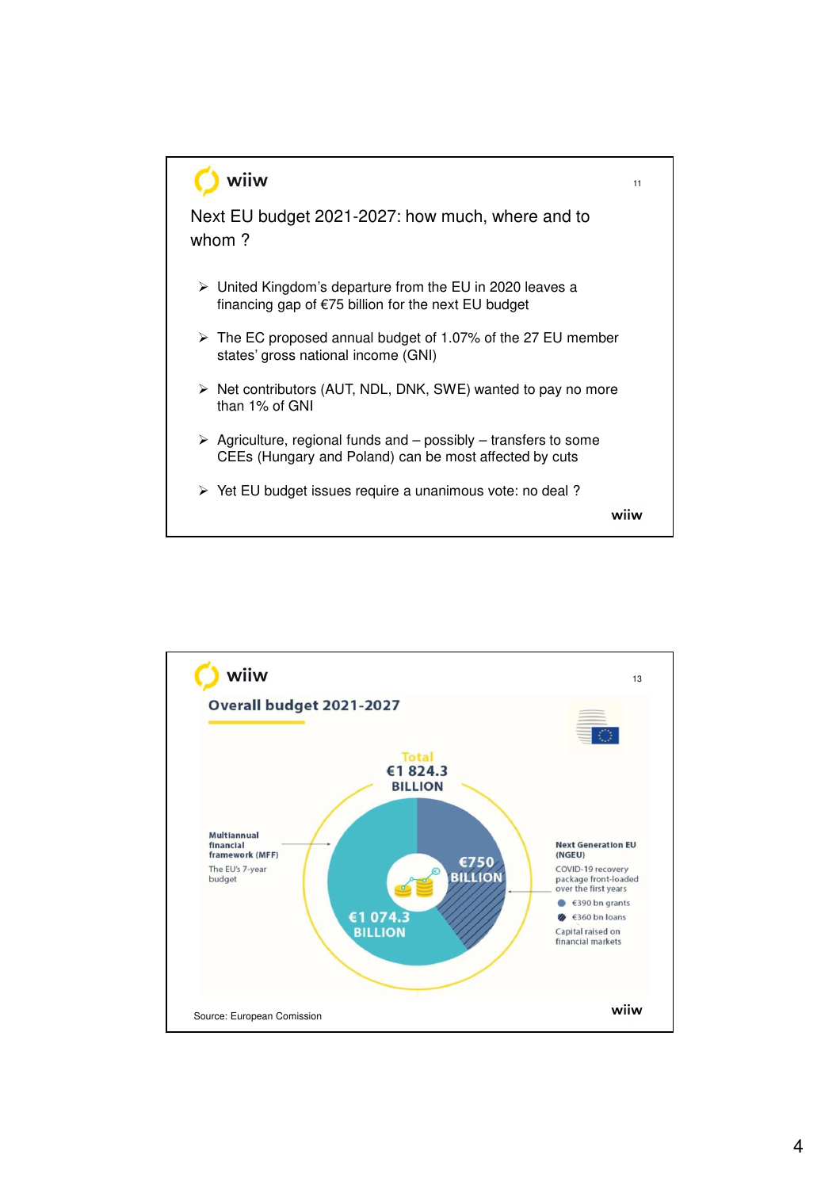## Next EU budget 2021-2027: how much, where and to whom ?

- United Kingdom's departure from the EU in 2020 leaves a financing gap of €75 billion for the next EU budget
- The EC proposed annual budget of 1.07% of the 27 EU member states' gross national income (GNI)
- Net contributors (AUT, NDL, DNK, SWE) wanted to pay no more than 1% of GNI
- Agriculture, regional funds and – possibly – transfers to some CEEs (Hungary and Poland) can be most affected by cuts
- Yet EU budget issues require a unanimous vote: no deal ?

## Overall budget 2021-2027

Total €1 824.3 BILLION

**Multiannual financial framework (MFF)**
The EU's 7-year budget

€1 074.3 BILLION

**Next Generation EU (NGEU)**
COVID-19 recovery package front-loaded over the first years

€750 BILLION

- €390 bn grants
- €360 bn loans

Capital raised on financial markets

Source: European Comission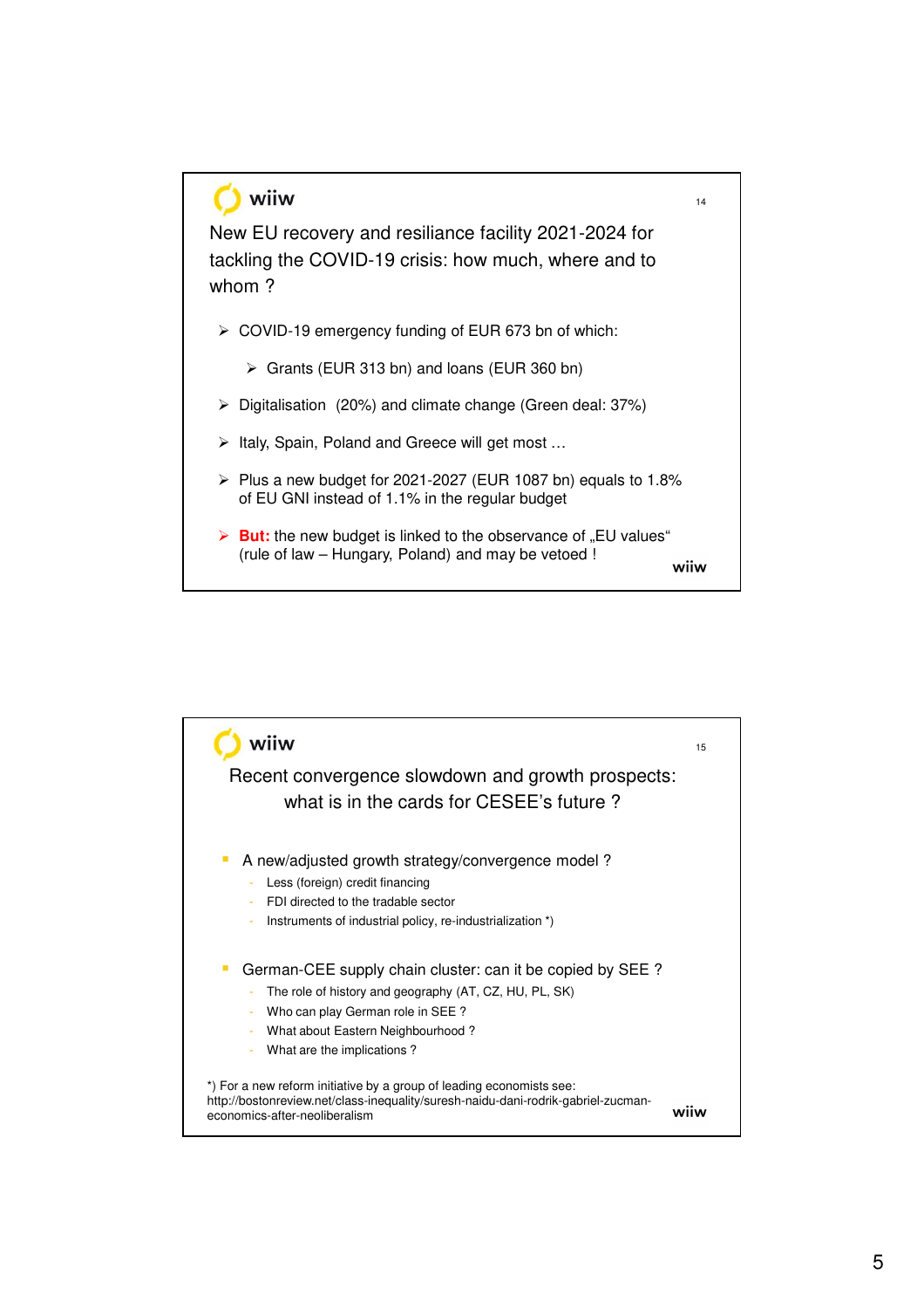## New EU recovery and resiliance facility 2021-2024 for tackling the COVID-19 crisis: how much, where and to whom ?

- COVID-19 emergency funding of EUR 673 bn of which:
  - Grants (EUR 313 bn) and loans (EUR 360 bn)
- Digitalisation (20%) and climate change (Green deal: 37%)
- Italy, Spain, Poland and Greece will get most …
- Plus a new budget for 2021-2027 (EUR 1087 bn) equals to 1.8% of EU GNI instead of 1.1% in the regular budget
- **But:** the new budget is linked to the observance of „EU values“ (rule of law – Hungary, Poland) and may be vetoed !

## Recent convergence slowdown and growth prospects: what is in the cards for CESEE's future ?

- A new/adjusted growth strategy/convergence model ?
  - Less (foreign) credit financing
  - FDI directed to the tradable sector
  - Instruments of industrial policy, re-industrialization *)
- German-CEE supply chain cluster: can it be copied by SEE ?
  - The role of history and geography (AT, CZ, HU, PL, SK)
  - Who can play German role in SEE ?
  - What about Eastern Neighbourhood ?
  - What are the implications ?

*) For a new reform initiative by a group of leading economists see: http://bostonreview.net/class-inequality/suresh-naidu-dani-rodrik-gabriel-zucman-economics-after-neoliberalism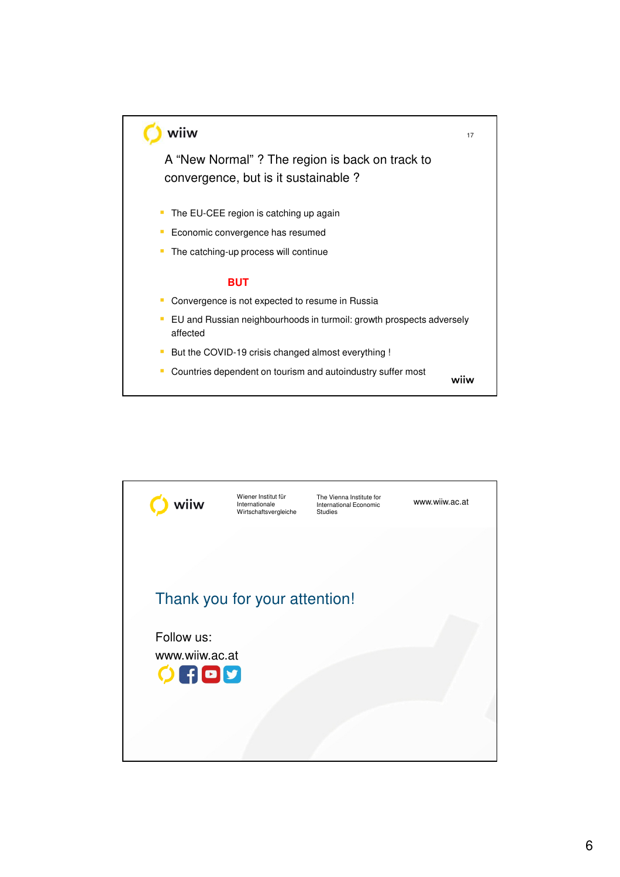## A "New Normal" ? The region is back on track to convergence, but is it sustainable ?

- The EU-CEE region is catching up again
- Economic convergence has resumed
- The catching-up process will continue

**BUT**

- Convergence is not expected to resume in Russia
- EU and Russian neighbourhoods in turmoil: growth prospects adversely affected
- But the COVID-19 crisis changed almost everything !
- Countries dependent on tourism and autoindustry suffer most

---

wiiw

Wiener Institut für Internationale Wirtschaftsvergleiche

The Vienna Institute for International Economic Studies

www.wiiw.ac.at

## Thank you for your attention!

Follow us:

www.wiiw.ac.at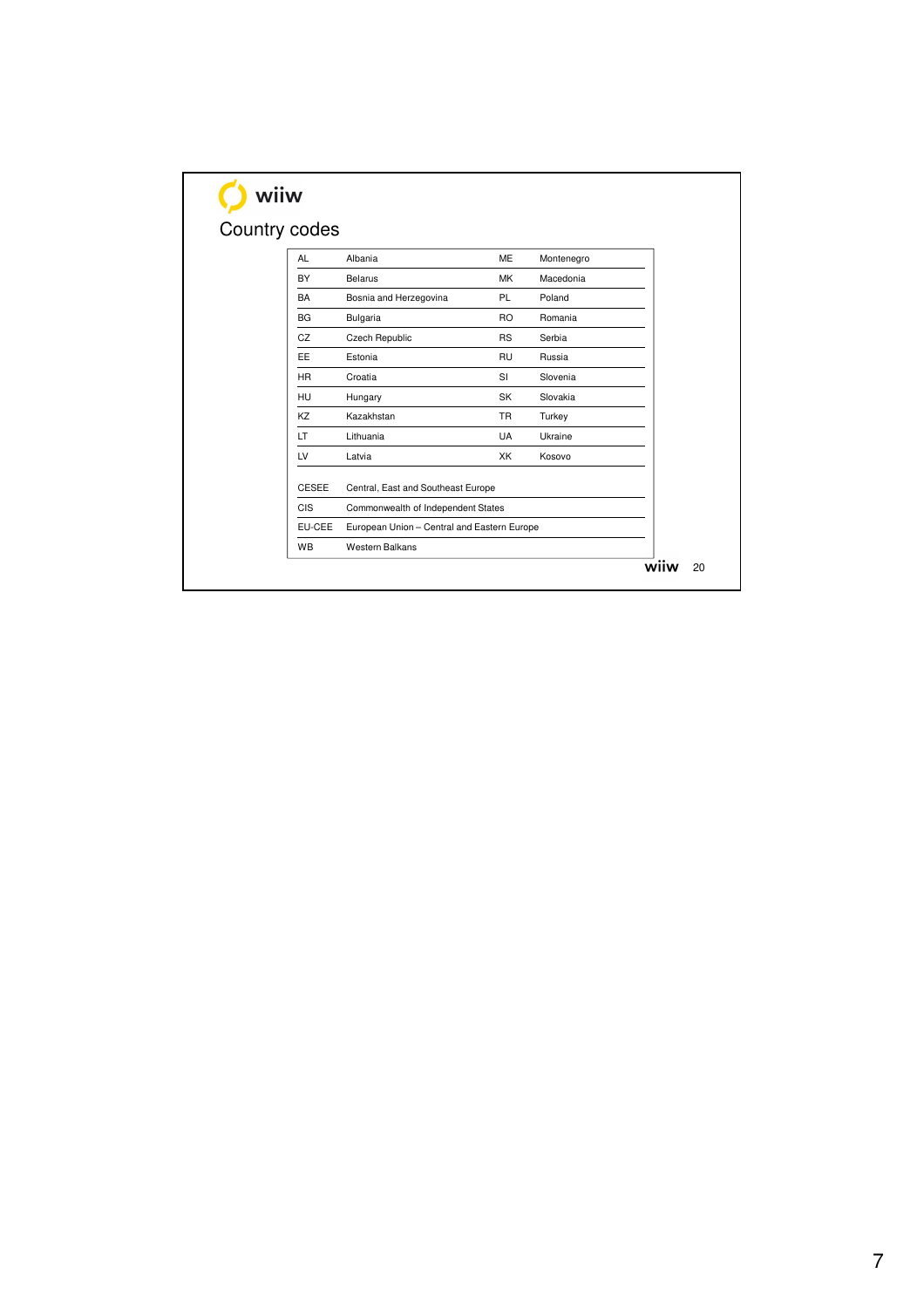wiiw

## Country codes

| | | | |
|---|---|---|---|
| AL | Albania | ME | Montenegro |
| BY | Belarus | MK | Macedonia |
| BA | Bosnia and Herzegovina | PL | Poland |
| BG | Bulgaria | RO | Romania |
| CZ | Czech Republic | RS | Serbia |
| EE | Estonia | RU | Russia |
| HR | Croatia | SI | Slovenia |
| HU | Hungary | SK | Slovakia |
| KZ | Kazakhstan | TR | Turkey |
| LT | Lithuania | UA | Ukraine |
| LV | Latvia | XK | Kosovo |

| | |
|---|---|
| CESEE | Central, East and Southeast Europe |
| CIS | Commonwealth of Independent States |
| EU-CEE | European Union – Central and Eastern Europe |
| WB | Western Balkans |

wiiw 20